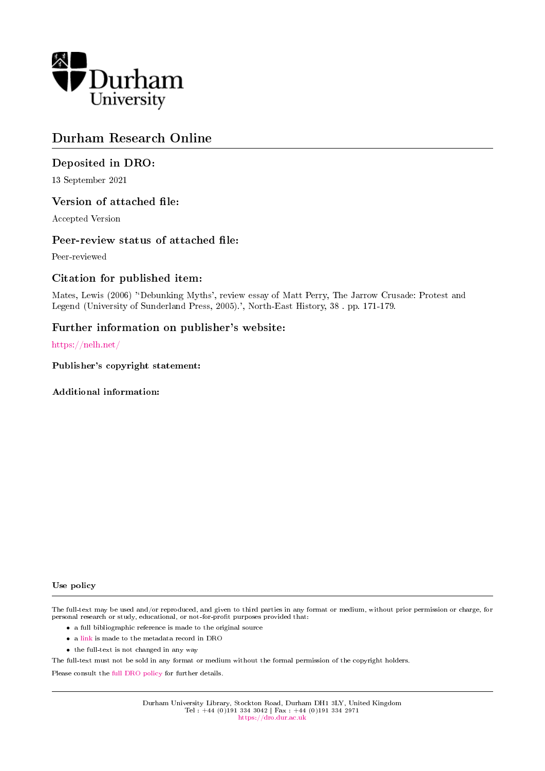Durham University

# Durham Research Online

## Deposited in DRO:

13 September 2021

## Version of attached file:

Accepted Version

## Peer-review status of attached file:

Peer-reviewed

## Citation for published item:

Mates, Lewis (2006) ''Debunking Myths', review essay of Matt Perry, The Jarrow Crusade: Protest and Legend (University of Sunderland Press, 2005).', North-East History, 38 . pp. 171-179.

## Further information on publisher's website:

https://nelh.net/

**Publisher's copyright statement:**

**Additional information:**

**Use policy**

The full-text may be used and/or reproduced, and given to third parties in any format or medium, without prior permission or charge, for personal research or study, educational, or not-for-profit purposes provided that:

- a full bibliographic reference is made to the original source
- a link is made to the metadata record in DRO
- the full-text is not changed in any way

The full-text must not be sold in any format or medium without the formal permission of the copyright holders.

Please consult the full DRO policy for further details.

Durham University Library, Stockton Road, Durham DH1 3LY, United Kingdom
Tel : +44 (0)191 334 3042 | Fax : +44 (0)191 334 2971
https://dro.dur.ac.uk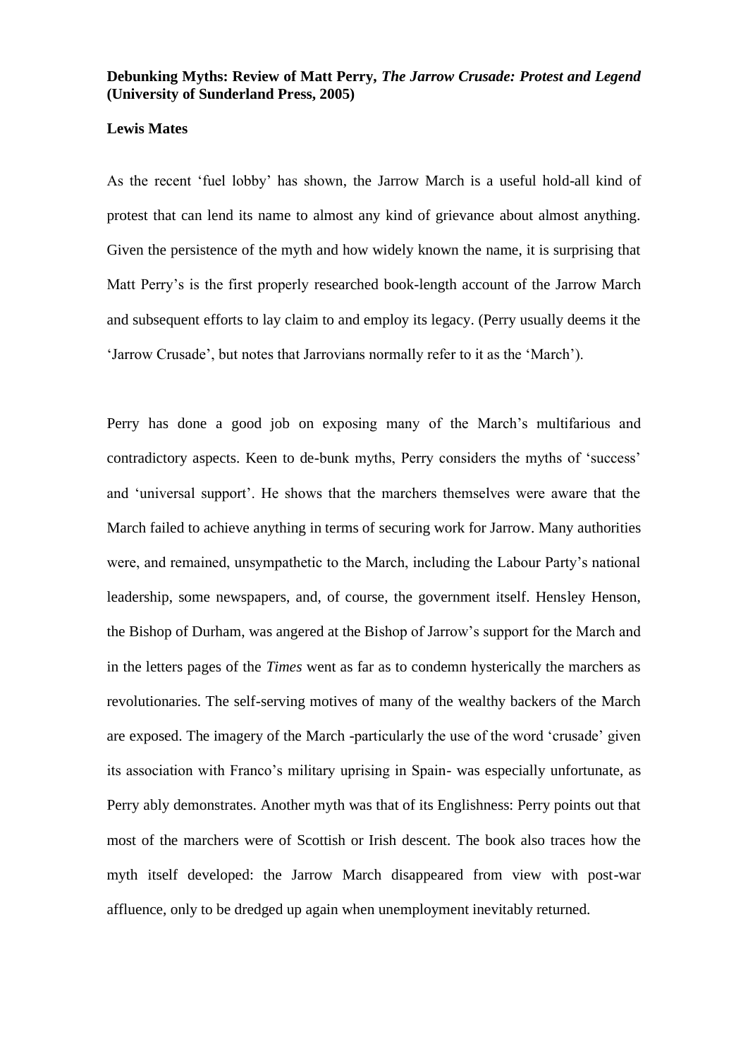**Debunking Myths: Review of Matt Perry, *The Jarrow Crusade: Protest and Legend* (University of Sunderland Press, 2005)**

**Lewis Mates**

As the recent 'fuel lobby' has shown, the Jarrow March is a useful hold-all kind of protest that can lend its name to almost any kind of grievance about almost anything. Given the persistence of the myth and how widely known the name, it is surprising that Matt Perry's is the first properly researched book-length account of the Jarrow March and subsequent efforts to lay claim to and employ its legacy. (Perry usually deems it the 'Jarrow Crusade', but notes that Jarrovians normally refer to it as the 'March').

Perry has done a good job on exposing many of the March's multifarious and contradictory aspects. Keen to de-bunk myths, Perry considers the myths of 'success' and 'universal support'. He shows that the marchers themselves were aware that the March failed to achieve anything in terms of securing work for Jarrow. Many authorities were, and remained, unsympathetic to the March, including the Labour Party's national leadership, some newspapers, and, of course, the government itself. Hensley Henson, the Bishop of Durham, was angered at the Bishop of Jarrow's support for the March and in the letters pages of the *Times* went as far as to condemn hysterically the marchers as revolutionaries. The self-serving motives of many of the wealthy backers of the March are exposed. The imagery of the March -particularly the use of the word 'crusade' given its association with Franco's military uprising in Spain- was especially unfortunate, as Perry ably demonstrates. Another myth was that of its Englishness: Perry points out that most of the marchers were of Scottish or Irish descent. The book also traces how the myth itself developed: the Jarrow March disappeared from view with post-war affluence, only to be dredged up again when unemployment inevitably returned.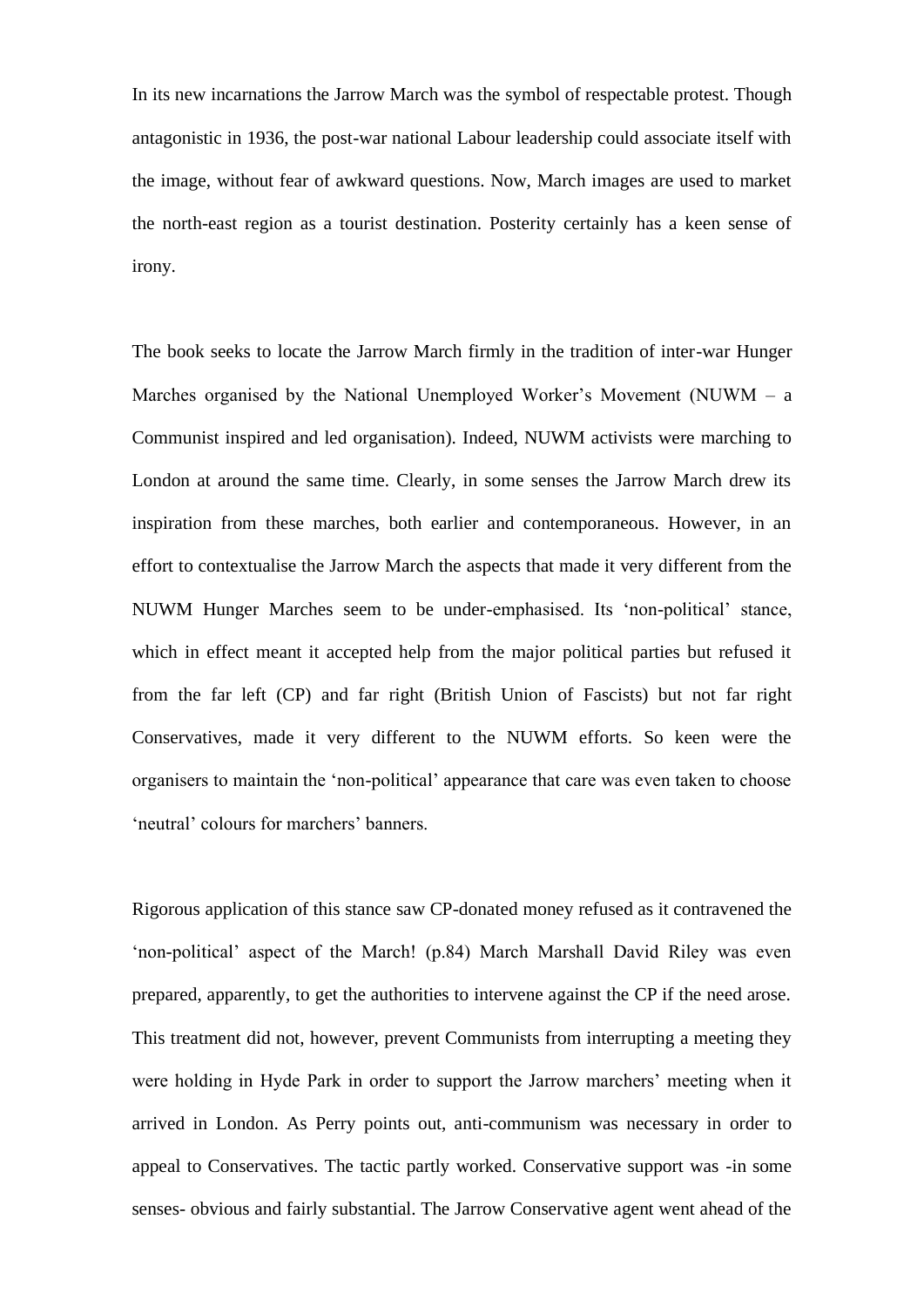In its new incarnations the Jarrow March was the symbol of respectable protest. Though antagonistic in 1936, the post-war national Labour leadership could associate itself with the image, without fear of awkward questions. Now, March images are used to market the north-east region as a tourist destination. Posterity certainly has a keen sense of irony.

The book seeks to locate the Jarrow March firmly in the tradition of inter-war Hunger Marches organised by the National Unemployed Worker's Movement (NUWM – a Communist inspired and led organisation). Indeed, NUWM activists were marching to London at around the same time. Clearly, in some senses the Jarrow March drew its inspiration from these marches, both earlier and contemporaneous. However, in an effort to contextualise the Jarrow March the aspects that made it very different from the NUWM Hunger Marches seem to be under-emphasised. Its 'non-political' stance, which in effect meant it accepted help from the major political parties but refused it from the far left (CP) and far right (British Union of Fascists) but not far right Conservatives, made it very different to the NUWM efforts. So keen were the organisers to maintain the 'non-political' appearance that care was even taken to choose 'neutral' colours for marchers' banners.

Rigorous application of this stance saw CP-donated money refused as it contravened the 'non-political' aspect of the March! (p.84) March Marshall David Riley was even prepared, apparently, to get the authorities to intervene against the CP if the need arose. This treatment did not, however, prevent Communists from interrupting a meeting they were holding in Hyde Park in order to support the Jarrow marchers' meeting when it arrived in London. As Perry points out, anti-communism was necessary in order to appeal to Conservatives. The tactic partly worked. Conservative support was -in some senses- obvious and fairly substantial. The Jarrow Conservative agent went ahead of the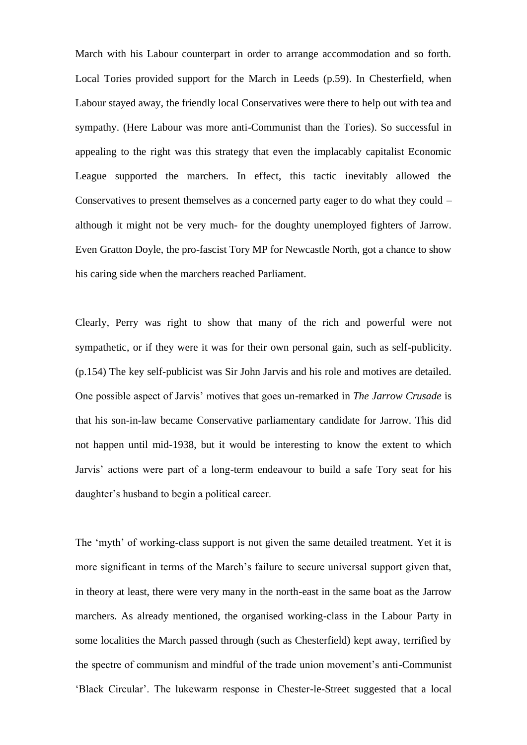March with his Labour counterpart in order to arrange accommodation and so forth. Local Tories provided support for the March in Leeds (p.59). In Chesterfield, when Labour stayed away, the friendly local Conservatives were there to help out with tea and sympathy. (Here Labour was more anti-Communist than the Tories). So successful in appealing to the right was this strategy that even the implacably capitalist Economic League supported the marchers. In effect, this tactic inevitably allowed the Conservatives to present themselves as a concerned party eager to do what they could – although it might not be very much- for the doughty unemployed fighters of Jarrow. Even Gratton Doyle, the pro-fascist Tory MP for Newcastle North, got a chance to show his caring side when the marchers reached Parliament.

Clearly, Perry was right to show that many of the rich and powerful were not sympathetic, or if they were it was for their own personal gain, such as self-publicity. (p.154) The key self-publicist was Sir John Jarvis and his role and motives are detailed. One possible aspect of Jarvis' motives that goes un-remarked in *The Jarrow Crusade* is that his son-in-law became Conservative parliamentary candidate for Jarrow. This did not happen until mid-1938, but it would be interesting to know the extent to which Jarvis' actions were part of a long-term endeavour to build a safe Tory seat for his daughter's husband to begin a political career.

The 'myth' of working-class support is not given the same detailed treatment. Yet it is more significant in terms of the March's failure to secure universal support given that, in theory at least, there were very many in the north-east in the same boat as the Jarrow marchers. As already mentioned, the organised working-class in the Labour Party in some localities the March passed through (such as Chesterfield) kept away, terrified by the spectre of communism and mindful of the trade union movement's anti-Communist 'Black Circular'. The lukewarm response in Chester-le-Street suggested that a local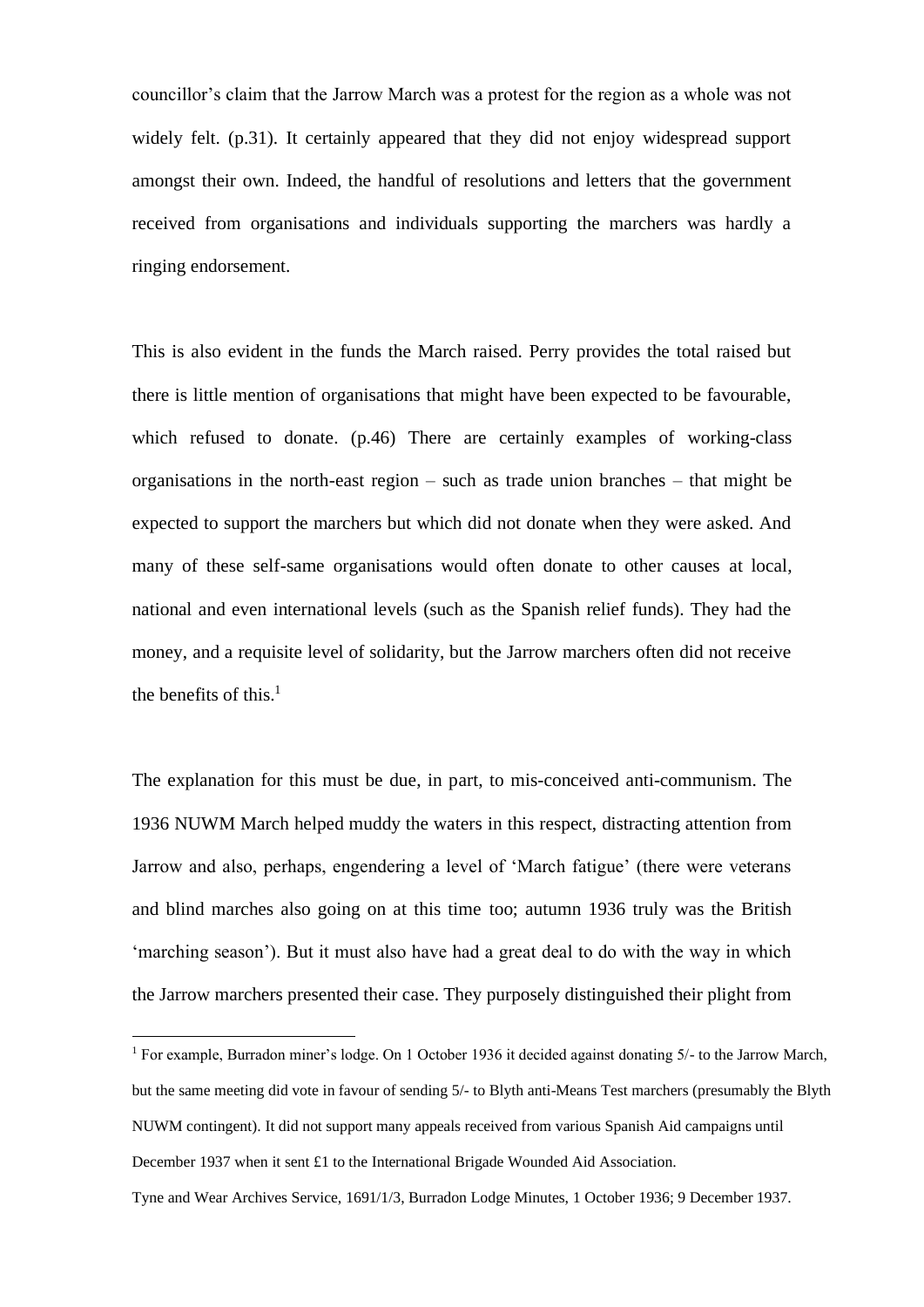councillor's claim that the Jarrow March was a protest for the region as a whole was not widely felt. (p.31). It certainly appeared that they did not enjoy widespread support amongst their own. Indeed, the handful of resolutions and letters that the government received from organisations and individuals supporting the marchers was hardly a ringing endorsement.

This is also evident in the funds the March raised. Perry provides the total raised but there is little mention of organisations that might have been expected to be favourable, which refused to donate. (p.46) There are certainly examples of working-class organisations in the north-east region – such as trade union branches – that might be expected to support the marchers but which did not donate when they were asked. And many of these self-same organisations would often donate to other causes at local, national and even international levels (such as the Spanish relief funds). They had the money, and a requisite level of solidarity, but the Jarrow marchers often did not receive the benefits of this.[1]

The explanation for this must be due, in part, to mis-conceived anti-communism. The 1936 NUWM March helped muddy the waters in this respect, distracting attention from Jarrow and also, perhaps, engendering a level of 'March fatigue' (there were veterans and blind marches also going on at this time too; autumn 1936 truly was the British 'marching season'). But it must also have had a great deal to do with the way in which the Jarrow marchers presented their case. They purposely distinguished their plight from

---

[1] For example, Burradon miner's lodge. On 1 October 1936 it decided against donating 5/- to the Jarrow March, but the same meeting did vote in favour of sending 5/- to Blyth anti-Means Test marchers (presumably the Blyth NUWM contingent). It did not support many appeals received from various Spanish Aid campaigns until December 1937 when it sent £1 to the International Brigade Wounded Aid Association.

Tyne and Wear Archives Service, 1691/1/3, Burradon Lodge Minutes, 1 October 1936; 9 December 1937.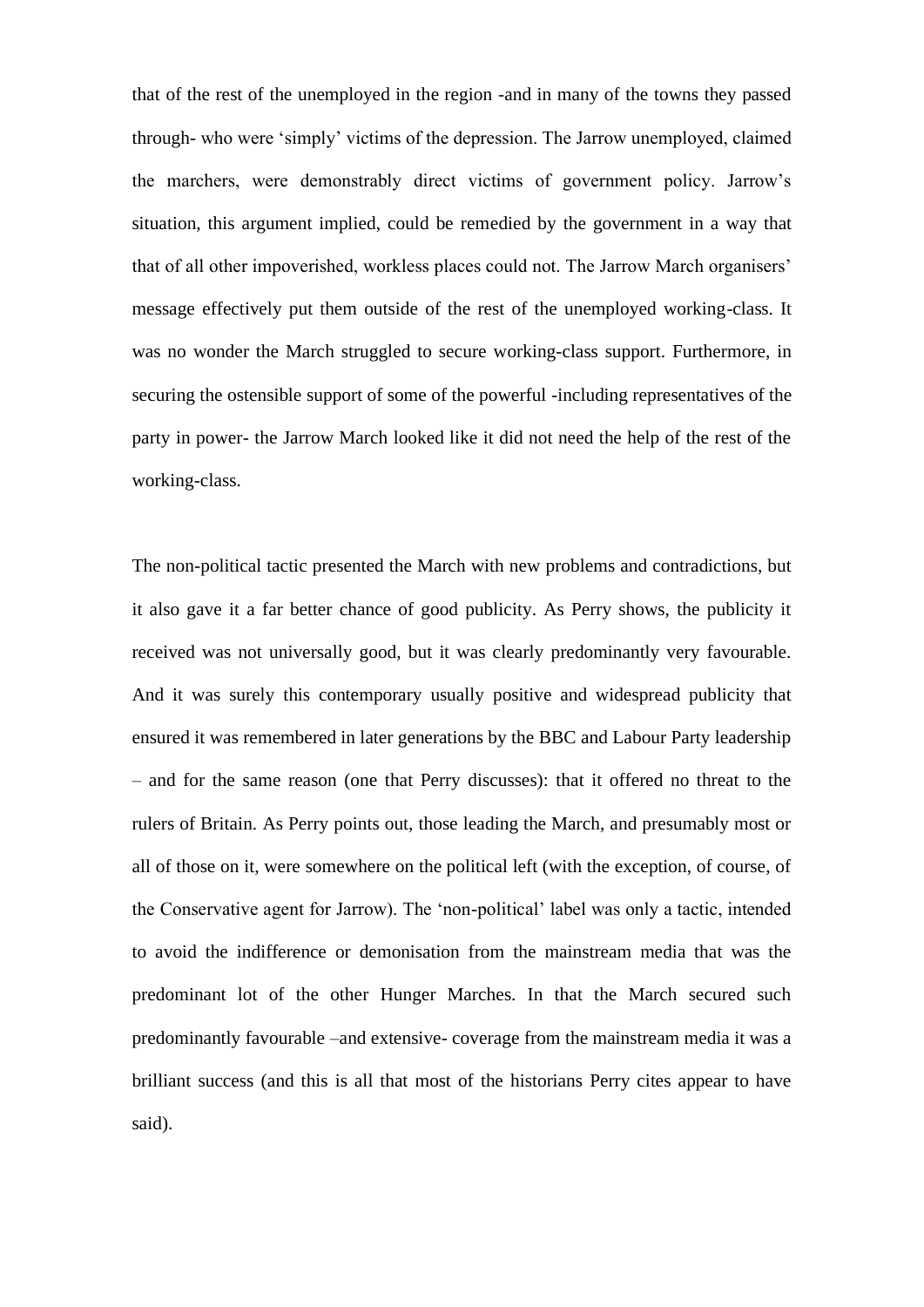that of the rest of the unemployed in the region -and in many of the towns they passed through- who were 'simply' victims of the depression. The Jarrow unemployed, claimed the marchers, were demonstrably direct victims of government policy. Jarrow's situation, this argument implied, could be remedied by the government in a way that that of all other impoverished, workless places could not. The Jarrow March organisers' message effectively put them outside of the rest of the unemployed working-class. It was no wonder the March struggled to secure working-class support. Furthermore, in securing the ostensible support of some of the powerful -including representatives of the party in power- the Jarrow March looked like it did not need the help of the rest of the working-class.

The non-political tactic presented the March with new problems and contradictions, but it also gave it a far better chance of good publicity. As Perry shows, the publicity it received was not universally good, but it was clearly predominantly very favourable. And it was surely this contemporary usually positive and widespread publicity that ensured it was remembered in later generations by the BBC and Labour Party leadership – and for the same reason (one that Perry discusses): that it offered no threat to the rulers of Britain. As Perry points out, those leading the March, and presumably most or all of those on it, were somewhere on the political left (with the exception, of course, of the Conservative agent for Jarrow). The 'non-political' label was only a tactic, intended to avoid the indifference or demonisation from the mainstream media that was the predominant lot of the other Hunger Marches. In that the March secured such predominantly favourable –and extensive- coverage from the mainstream media it was a brilliant success (and this is all that most of the historians Perry cites appear to have said).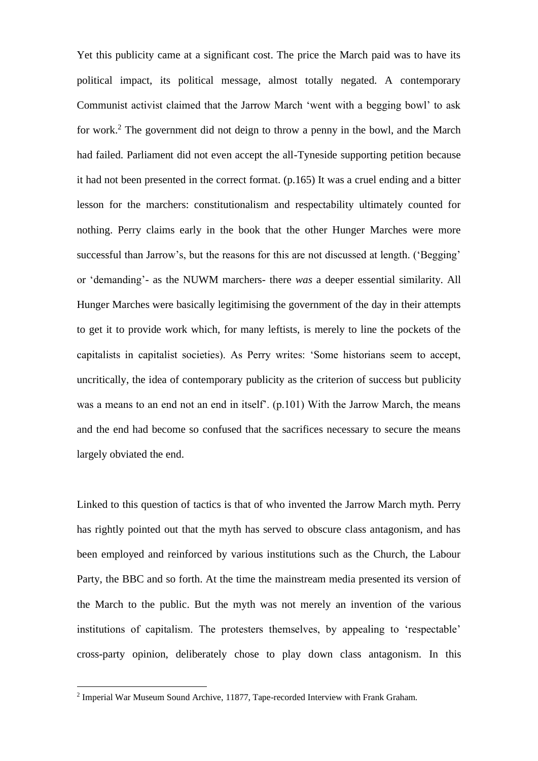Yet this publicity came at a significant cost. The price the March paid was to have its political impact, its political message, almost totally negated. A contemporary Communist activist claimed that the Jarrow March 'went with a begging bowl' to ask for work.[2] The government did not deign to throw a penny in the bowl, and the March had failed. Parliament did not even accept the all-Tyneside supporting petition because it had not been presented in the correct format. (p.165) It was a cruel ending and a bitter lesson for the marchers: constitutionalism and respectability ultimately counted for nothing. Perry claims early in the book that the other Hunger Marches were more successful than Jarrow's, but the reasons for this are not discussed at length. ('Begging' or 'demanding'- as the NUWM marchers- there *was* a deeper essential similarity. All Hunger Marches were basically legitimising the government of the day in their attempts to get it to provide work which, for many leftists, is merely to line the pockets of the capitalists in capitalist societies). As Perry writes: 'Some historians seem to accept, uncritically, the idea of contemporary publicity as the criterion of success but publicity was a means to an end not an end in itself'. (p.101) With the Jarrow March, the means and the end had become so confused that the sacrifices necessary to secure the means largely obviated the end.

Linked to this question of tactics is that of who invented the Jarrow March myth. Perry has rightly pointed out that the myth has served to obscure class antagonism, and has been employed and reinforced by various institutions such as the Church, the Labour Party, the BBC and so forth. At the time the mainstream media presented its version of the March to the public. But the myth was not merely an invention of the various institutions of capitalism. The protesters themselves, by appealing to 'respectable' cross-party opinion, deliberately chose to play down class antagonism. In this

---

[2] Imperial War Museum Sound Archive, 11877, Tape-recorded Interview with Frank Graham.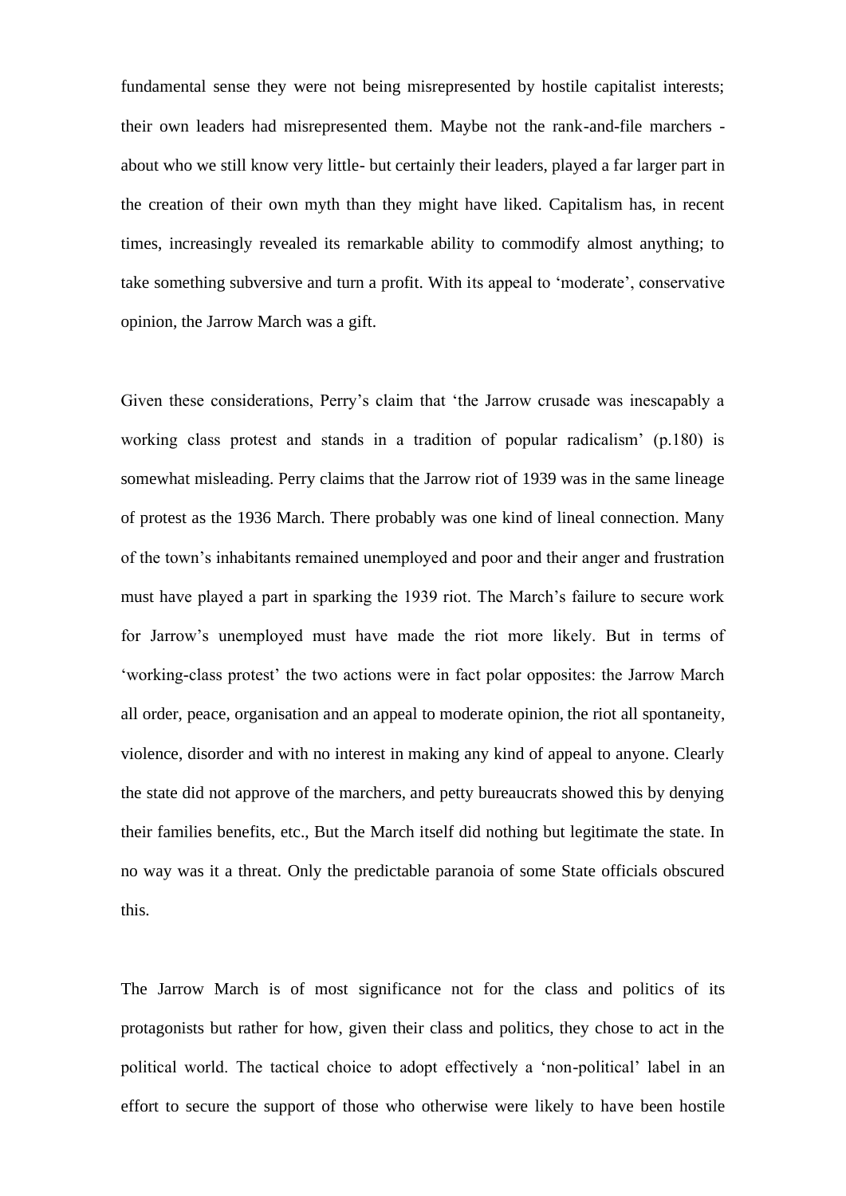fundamental sense they were not being misrepresented by hostile capitalist interests; their own leaders had misrepresented them. Maybe not the rank-and-file marchers - about who we still know very little- but certainly their leaders, played a far larger part in the creation of their own myth than they might have liked. Capitalism has, in recent times, increasingly revealed its remarkable ability to commodify almost anything; to take something subversive and turn a profit. With its appeal to 'moderate', conservative opinion, the Jarrow March was a gift.

Given these considerations, Perry's claim that 'the Jarrow crusade was inescapably a working class protest and stands in a tradition of popular radicalism' (p.180) is somewhat misleading. Perry claims that the Jarrow riot of 1939 was in the same lineage of protest as the 1936 March. There probably was one kind of lineal connection. Many of the town's inhabitants remained unemployed and poor and their anger and frustration must have played a part in sparking the 1939 riot. The March's failure to secure work for Jarrow's unemployed must have made the riot more likely. But in terms of 'working-class protest' the two actions were in fact polar opposites: the Jarrow March all order, peace, organisation and an appeal to moderate opinion, the riot all spontaneity, violence, disorder and with no interest in making any kind of appeal to anyone. Clearly the state did not approve of the marchers, and petty bureaucrats showed this by denying their families benefits, etc., But the March itself did nothing but legitimate the state. In no way was it a threat. Only the predictable paranoia of some State officials obscured this.

The Jarrow March is of most significance not for the class and politics of its protagonists but rather for how, given their class and politics, they chose to act in the political world. The tactical choice to adopt effectively a 'non-political' label in an effort to secure the support of those who otherwise were likely to have been hostile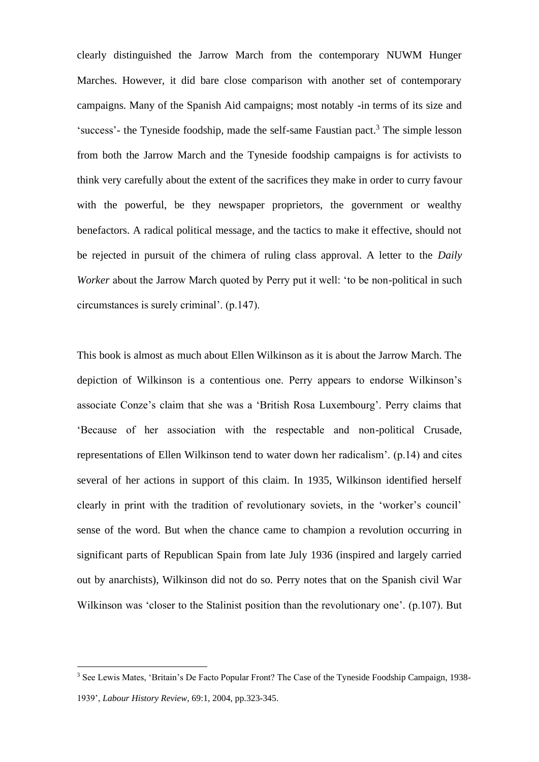clearly distinguished the Jarrow March from the contemporary NUWM Hunger Marches. However, it did bare close comparison with another set of contemporary campaigns. Many of the Spanish Aid campaigns; most notably -in terms of its size and 'success'- the Tyneside foodship, made the self-same Faustian pact.[3] The simple lesson from both the Jarrow March and the Tyneside foodship campaigns is for activists to think very carefully about the extent of the sacrifices they make in order to curry favour with the powerful, be they newspaper proprietors, the government or wealthy benefactors. A radical political message, and the tactics to make it effective, should not be rejected in pursuit of the chimera of ruling class approval. A letter to the *Daily Worker* about the Jarrow March quoted by Perry put it well: 'to be non-political in such circumstances is surely criminal'. (p.147).

This book is almost as much about Ellen Wilkinson as it is about the Jarrow March. The depiction of Wilkinson is a contentious one. Perry appears to endorse Wilkinson's associate Conze's claim that she was a 'British Rosa Luxembourg'. Perry claims that 'Because of her association with the respectable and non-political Crusade, representations of Ellen Wilkinson tend to water down her radicalism'. (p.14) and cites several of her actions in support of this claim. In 1935, Wilkinson identified herself clearly in print with the tradition of revolutionary soviets, in the 'worker's council' sense of the word. But when the chance came to champion a revolution occurring in significant parts of Republican Spain from late July 1936 (inspired and largely carried out by anarchists), Wilkinson did not do so. Perry notes that on the Spanish civil War Wilkinson was 'closer to the Stalinist position than the revolutionary one'. (p.107). But

[3] See Lewis Mates, 'Britain's De Facto Popular Front? The Case of the Tyneside Foodship Campaign, 1938-1939', *Labour History Review*, 69:1, 2004, pp.323-345.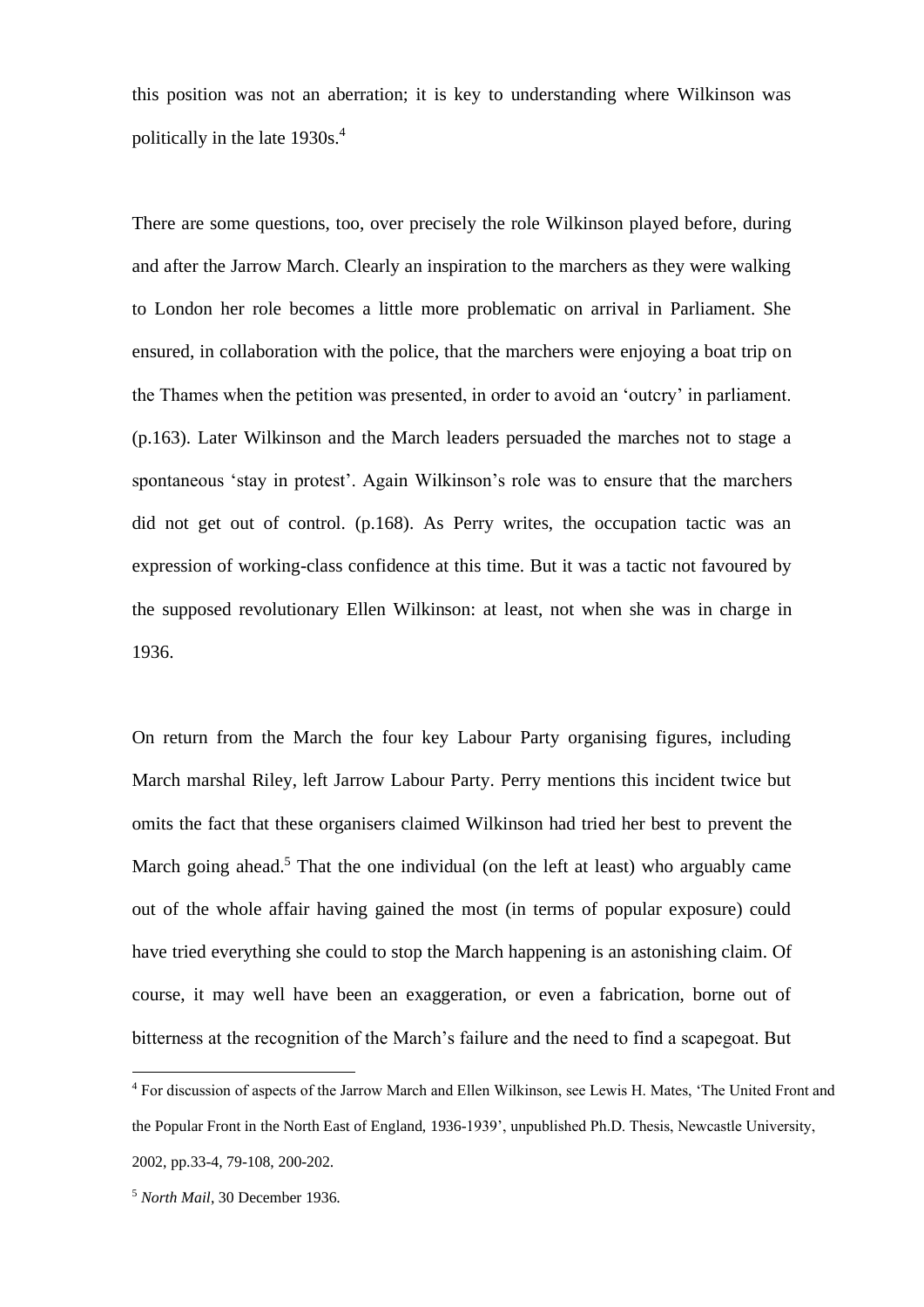this position was not an aberration; it is key to understanding where Wilkinson was politically in the late 1930s.[4]

There are some questions, too, over precisely the role Wilkinson played before, during and after the Jarrow March. Clearly an inspiration to the marchers as they were walking to London her role becomes a little more problematic on arrival in Parliament. She ensured, in collaboration with the police, that the marchers were enjoying a boat trip on the Thames when the petition was presented, in order to avoid an 'outcry' in parliament. (p.163). Later Wilkinson and the March leaders persuaded the marches not to stage a spontaneous 'stay in protest'. Again Wilkinson's role was to ensure that the marchers did not get out of control. (p.168). As Perry writes, the occupation tactic was an expression of working-class confidence at this time. But it was a tactic not favoured by the supposed revolutionary Ellen Wilkinson: at least, not when she was in charge in 1936.

On return from the March the four key Labour Party organising figures, including March marshal Riley, left Jarrow Labour Party. Perry mentions this incident twice but omits the fact that these organisers claimed Wilkinson had tried her best to prevent the March going ahead.[5] That the one individual (on the left at least) who arguably came out of the whole affair having gained the most (in terms of popular exposure) could have tried everything she could to stop the March happening is an astonishing claim. Of course, it may well have been an exaggeration, or even a fabrication, borne out of bitterness at the recognition of the March's failure and the need to find a scapegoat. But

[4] For discussion of aspects of the Jarrow March and Ellen Wilkinson, see Lewis H. Mates, 'The United Front and the Popular Front in the North East of England, 1936-1939', unpublished Ph.D. Thesis, Newcastle University, 2002, pp.33-4, 79-108, 200-202.

[5] *North Mail*, 30 December 1936.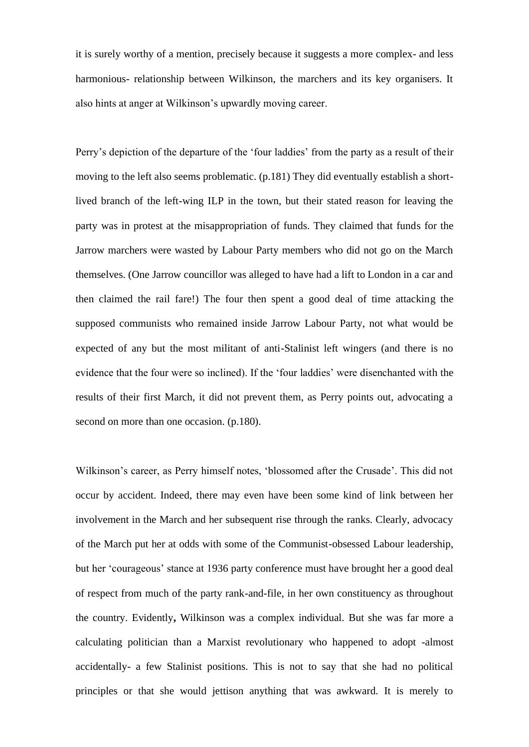it is surely worthy of a mention, precisely because it suggests a more complex- and less harmonious- relationship between Wilkinson, the marchers and its key organisers. It also hints at anger at Wilkinson's upwardly moving career.

Perry's depiction of the departure of the 'four laddies' from the party as a result of their moving to the left also seems problematic. (p.181) They did eventually establish a short-lived branch of the left-wing ILP in the town, but their stated reason for leaving the party was in protest at the misappropriation of funds. They claimed that funds for the Jarrow marchers were wasted by Labour Party members who did not go on the March themselves. (One Jarrow councillor was alleged to have had a lift to London in a car and then claimed the rail fare!) The four then spent a good deal of time attacking the supposed communists who remained inside Jarrow Labour Party, not what would be expected of any but the most militant of anti-Stalinist left wingers (and there is no evidence that the four were so inclined). If the 'four laddies' were disenchanted with the results of their first March, it did not prevent them, as Perry points out, advocating a second on more than one occasion. (p.180).

Wilkinson's career, as Perry himself notes, 'blossomed after the Crusade'. This did not occur by accident. Indeed, there may even have been some kind of link between her involvement in the March and her subsequent rise through the ranks. Clearly, advocacy of the March put her at odds with some of the Communist-obsessed Labour leadership, but her 'courageous' stance at 1936 party conference must have brought her a good deal of respect from much of the party rank-and-file, in her own constituency as throughout the country. Evidently**,** Wilkinson was a complex individual. But she was far more a calculating politician than a Marxist revolutionary who happened to adopt -almost accidentally- a few Stalinist positions. This is not to say that she had no political principles or that she would jettison anything that was awkward. It is merely to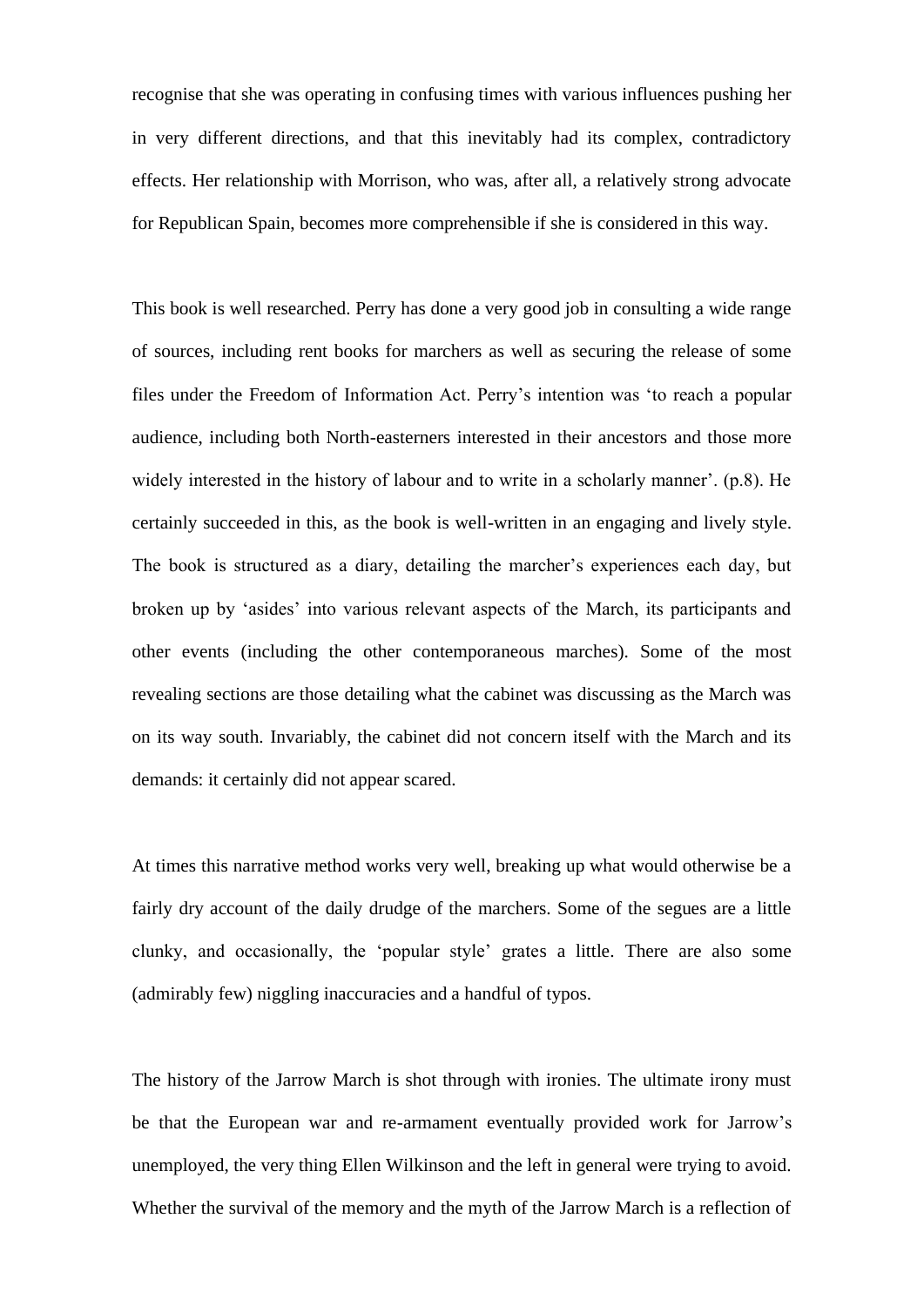recognise that she was operating in confusing times with various influences pushing her in very different directions, and that this inevitably had its complex, contradictory effects. Her relationship with Morrison, who was, after all, a relatively strong advocate for Republican Spain, becomes more comprehensible if she is considered in this way.

This book is well researched. Perry has done a very good job in consulting a wide range of sources, including rent books for marchers as well as securing the release of some files under the Freedom of Information Act. Perry's intention was 'to reach a popular audience, including both North-easterners interested in their ancestors and those more widely interested in the history of labour and to write in a scholarly manner'. (p.8). He certainly succeeded in this, as the book is well-written in an engaging and lively style. The book is structured as a diary, detailing the marcher's experiences each day, but broken up by 'asides' into various relevant aspects of the March, its participants and other events (including the other contemporaneous marches). Some of the most revealing sections are those detailing what the cabinet was discussing as the March was on its way south. Invariably, the cabinet did not concern itself with the March and its demands: it certainly did not appear scared.

At times this narrative method works very well, breaking up what would otherwise be a fairly dry account of the daily drudge of the marchers. Some of the segues are a little clunky, and occasionally, the 'popular style' grates a little. There are also some (admirably few) niggling inaccuracies and a handful of typos.

The history of the Jarrow March is shot through with ironies. The ultimate irony must be that the European war and re-armament eventually provided work for Jarrow's unemployed, the very thing Ellen Wilkinson and the left in general were trying to avoid. Whether the survival of the memory and the myth of the Jarrow March is a reflection of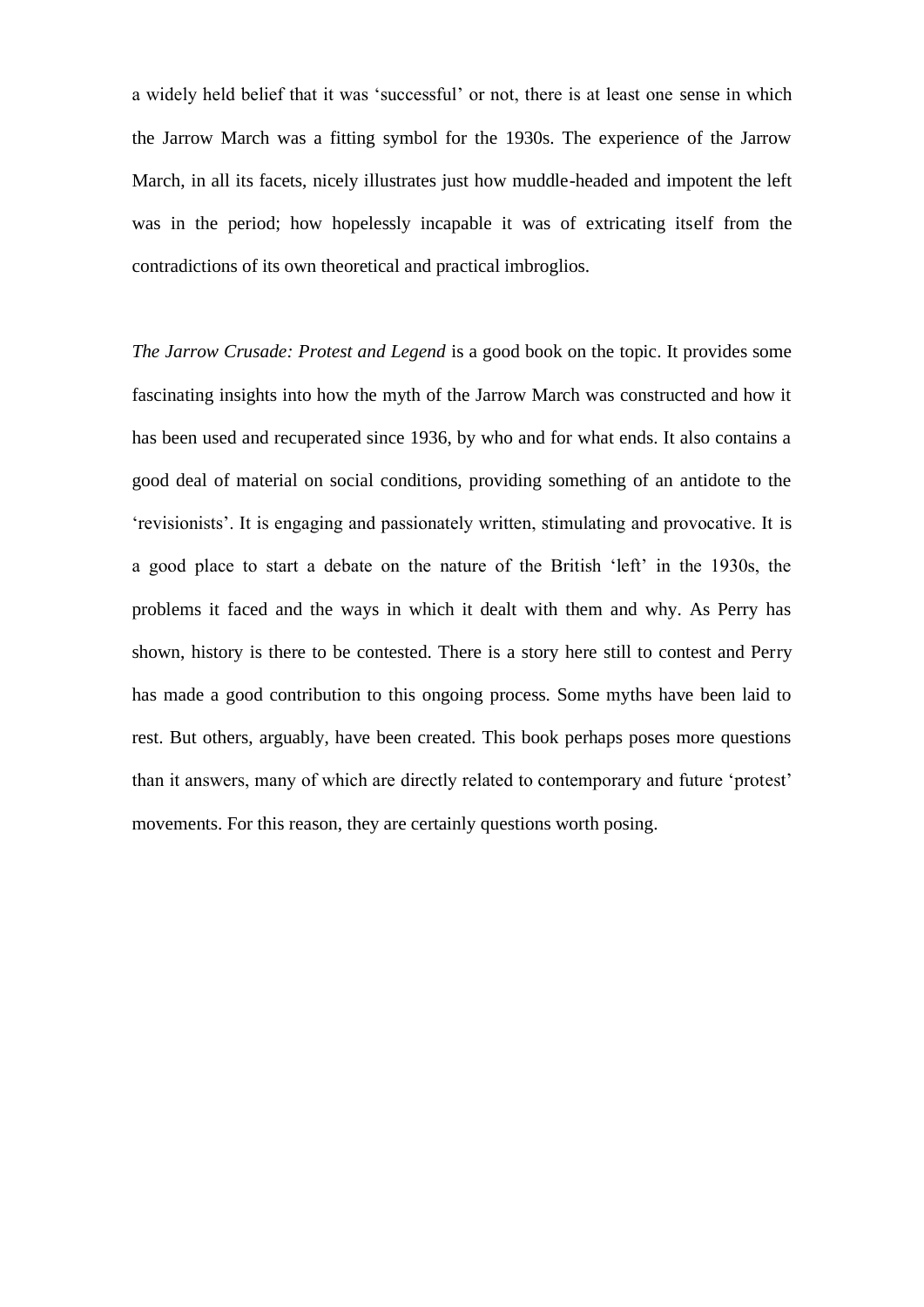a widely held belief that it was 'successful' or not, there is at least one sense in which the Jarrow March was a fitting symbol for the 1930s. The experience of the Jarrow March, in all its facets, nicely illustrates just how muddle-headed and impotent the left was in the period; how hopelessly incapable it was of extricating itself from the contradictions of its own theoretical and practical imbroglios.

*The Jarrow Crusade: Protest and Legend* is a good book on the topic. It provides some fascinating insights into how the myth of the Jarrow March was constructed and how it has been used and recuperated since 1936, by who and for what ends. It also contains a good deal of material on social conditions, providing something of an antidote to the 'revisionists'. It is engaging and passionately written, stimulating and provocative. It is a good place to start a debate on the nature of the British 'left' in the 1930s, the problems it faced and the ways in which it dealt with them and why. As Perry has shown, history is there to be contested. There is a story here still to contest and Perry has made a good contribution to this ongoing process. Some myths have been laid to rest. But others, arguably, have been created. This book perhaps poses more questions than it answers, many of which are directly related to contemporary and future 'protest' movements. For this reason, they are certainly questions worth posing.